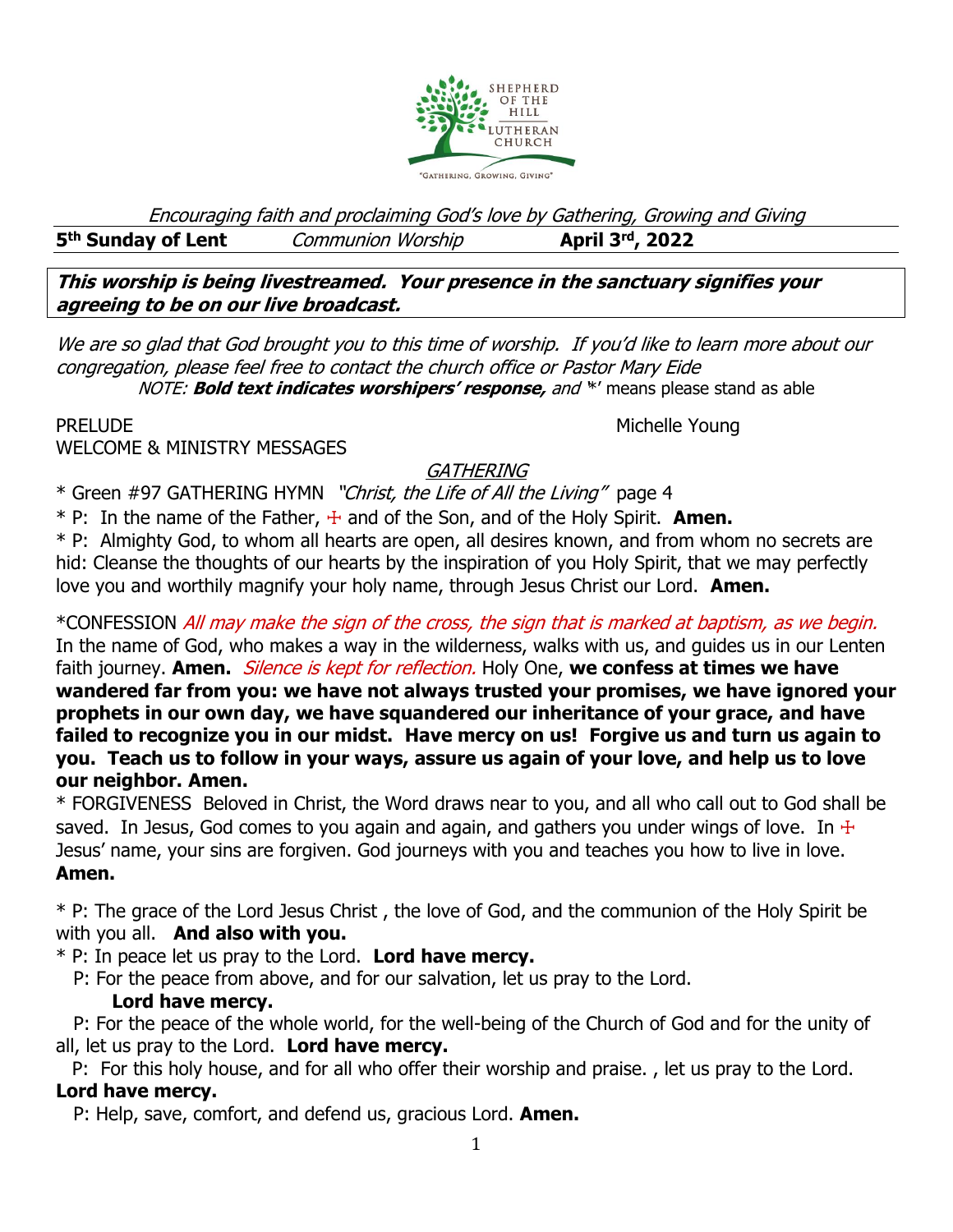*Encouraging faith and proclaiming God's love by Gathering, Growing and Giving*

**5th Sunday of Lent** *Communion Worship* **April 3rd, 2022**

***This worship is being livestreamed. Your presence in the sanctuary signifies your agreeing to be on our live broadcast.***

*We are so glad that God brought you to this time of worship. If you'd like to learn more about our congregation, please feel free to contact the church office or Pastor Mary Eide*

*NOTE:* ***Bold text indicates worshipers' response,*** *and* '*' means please stand as able

PRELUDE Michelle Young

WELCOME & MINISTRY MESSAGES

## *GATHERING*

\* Green #97 GATHERING HYMN *"Christ, the Life of All the Living"* page 4

\* P: In the name of the Father, ☩ and of the Son, and of the Holy Spirit. **Amen.**

\* P: Almighty God, to whom all hearts are open, all desires known, and from whom no secrets are hid: Cleanse the thoughts of our hearts by the inspiration of you Holy Spirit, that we may perfectly love you and worthily magnify your holy name, through Jesus Christ our Lord. **Amen.**

\*CONFESSION *All may make the sign of the cross, the sign that is marked at baptism, as we begin.* In the name of God, who makes a way in the wilderness, walks with us, and guides us in our Lenten faith journey. **Amen.** *Silence is kept for reflection.* Holy One, **we confess at times we have wandered far from you: we have not always trusted your promises, we have ignored your prophets in our own day, we have squandered our inheritance of your grace, and have failed to recognize you in our midst. Have mercy on us! Forgive us and turn us again to you. Teach us to follow in your ways, assure us again of your love, and help us to love our neighbor. Amen.**

\* FORGIVENESS Beloved in Christ, the Word draws near to you, and all who call out to God shall be saved. In Jesus, God comes to you again and again, and gathers you under wings of love. In ☩ Jesus' name, your sins are forgiven. God journeys with you and teaches you how to live in love. **Amen.**

\* P: The grace of the Lord Jesus Christ , the love of God, and the communion of the Holy Spirit be with you all. **And also with you.**

\* P: In peace let us pray to the Lord. **Lord have mercy.**

P: For the peace from above, and for our salvation, let us pray to the Lord. **Lord have mercy.**

P: For the peace of the whole world, for the well-being of the Church of God and for the unity of all, let us pray to the Lord. **Lord have mercy.**

P: For this holy house, and for all who offer their worship and praise. , let us pray to the Lord. **Lord have mercy.**

P: Help, save, comfort, and defend us, gracious Lord. **Amen.**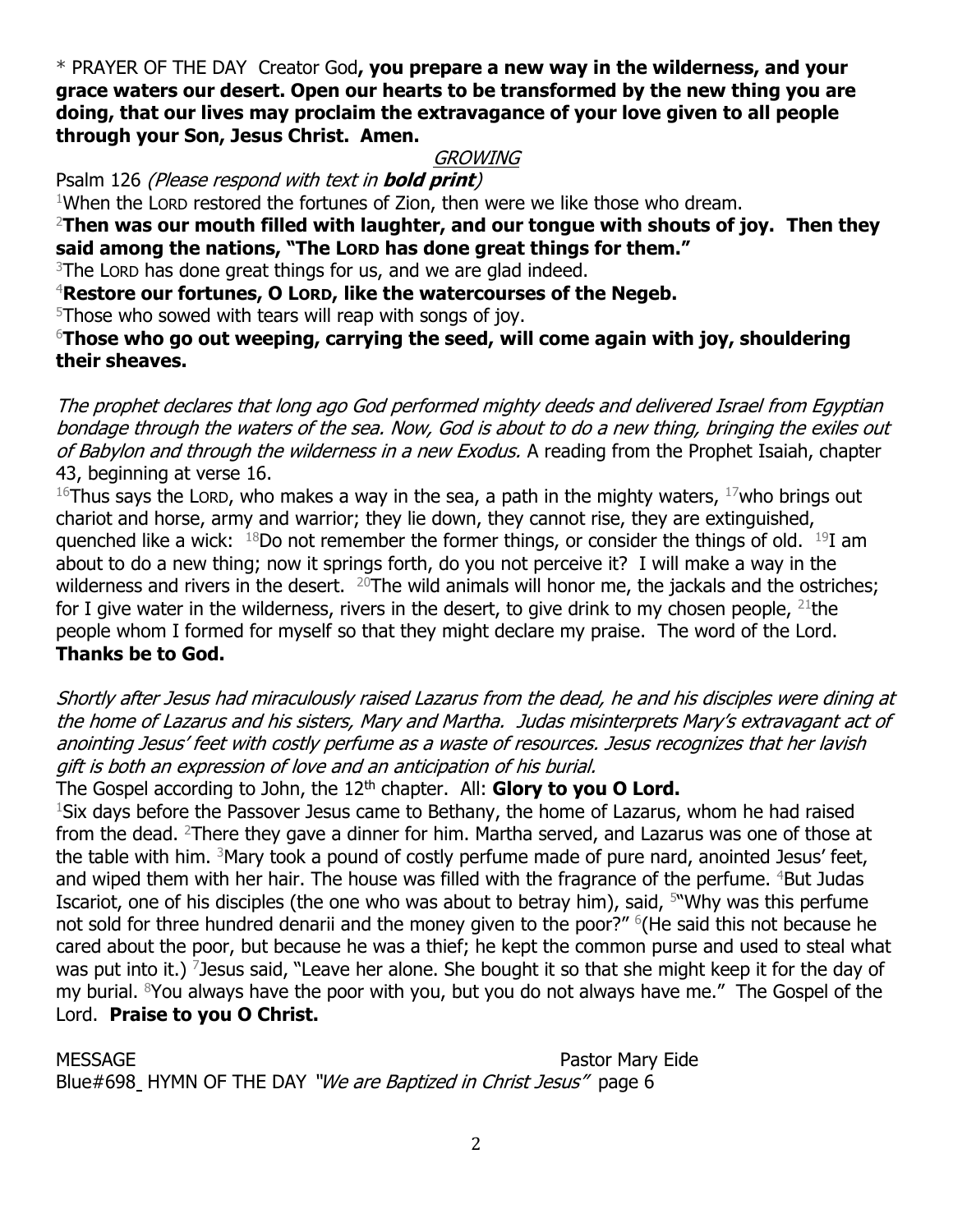\* PRAYER OF THE DAY Creator God**, you prepare a new way in the wilderness, and your grace waters our desert. Open our hearts to be transformed by the new thing you are doing, that our lives may proclaim the extravagance of your love given to all people through your Son, Jesus Christ. Amen.**

## *GROWING*

Psalm 126 *(Please respond with text in **bold print**)*

[1]When the LORD restored the fortunes of Zion, then were we like those who dream.

[2]**Then was our mouth filled with laughter, and our tongue with shouts of joy. Then they said among the nations, "The LORD has done great things for them."**

[3]The LORD has done great things for us, and we are glad indeed.

[4]**Restore our fortunes, O LORD, like the watercourses of the Negeb.**

[5]Those who sowed with tears will reap with songs of joy.

[6]**Those who go out weeping, carrying the seed, will come again with joy, shouldering their sheaves.**

*The prophet declares that long ago God performed mighty deeds and delivered Israel from Egyptian bondage through the waters of the sea. Now, God is about to do a new thing, bringing the exiles out of Babylon and through the wilderness in a new Exodus.* A reading from the Prophet Isaiah, chapter 43, beginning at verse 16.

[16]Thus says the LORD, who makes a way in the sea, a path in the mighty waters, [17]who brings out chariot and horse, army and warrior; they lie down, they cannot rise, they are extinguished, quenched like a wick: [18]Do not remember the former things, or consider the things of old. [19]I am about to do a new thing; now it springs forth, do you not perceive it? I will make a way in the wilderness and rivers in the desert. [20]The wild animals will honor me, the jackals and the ostriches; for I give water in the wilderness, rivers in the desert, to give drink to my chosen people, [21]the people whom I formed for myself so that they might declare my praise. The word of the Lord. **Thanks be to God.**

*Shortly after Jesus had miraculously raised Lazarus from the dead, he and his disciples were dining at the home of Lazarus and his sisters, Mary and Martha. Judas misinterprets Mary's extravagant act of anointing Jesus' feet with costly perfume as a waste of resources. Jesus recognizes that her lavish gift is both an expression of love and an anticipation of his burial.*

The Gospel according to John, the 12th chapter. All: **Glory to you O Lord.**

[1]Six days before the Passover Jesus came to Bethany, the home of Lazarus, whom he had raised from the dead. [2]There they gave a dinner for him. Martha served, and Lazarus was one of those at the table with him. [3]Mary took a pound of costly perfume made of pure nard, anointed Jesus' feet, and wiped them with her hair. The house was filled with the fragrance of the perfume. [4]But Judas Iscariot, one of his disciples (the one who was about to betray him), said, [5]"Why was this perfume not sold for three hundred denarii and the money given to the poor?" [6](He said this not because he cared about the poor, but because he was a thief; he kept the common purse and used to steal what was put into it.) [7]Jesus said, "Leave her alone. She bought it so that she might keep it for the day of my burial. [8]You always have the poor with you, but you do not always have me." The Gospel of the Lord. **Praise to you O Christ.**

MESSAGE Pastor Mary Eide

Blue#698 HYMN OF THE DAY *"We are Baptized in Christ Jesus"* page 6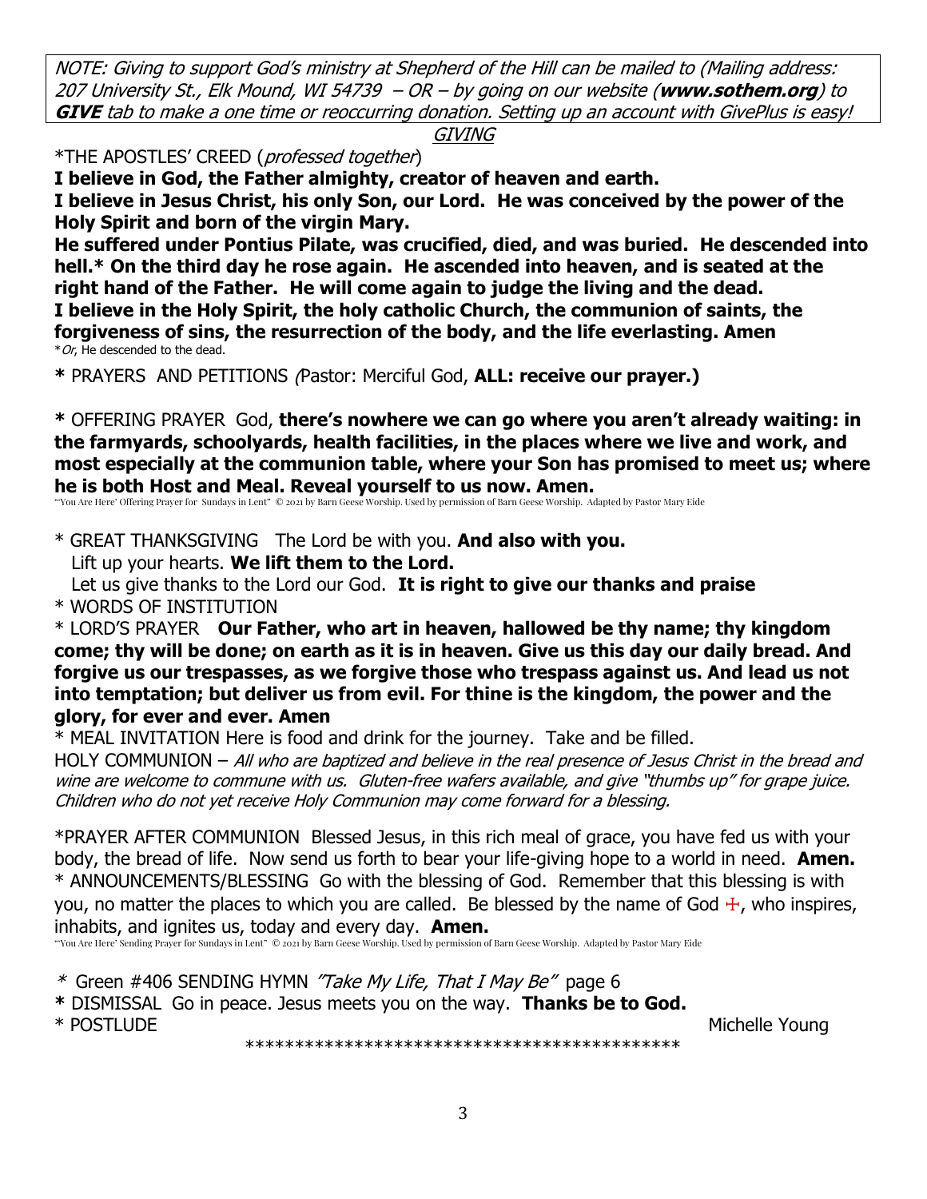*NOTE: Giving to support God's ministry at Shepherd of the Hill can be mailed to (Mailing address: 207 University St., Elk Mound, WI 54739 – OR – by going on our website (**www.sothem.org**) to **GIVE** tab to make a one time or reoccurring donation. Setting up an account with GivePlus is easy!*

*GIVING*

*THE APOSTLES' CREED (*professed together*)

**I believe in God, the Father almighty, creator of heaven and earth.**
**I believe in Jesus Christ, his only Son, our Lord. He was conceived by the power of the Holy Spirit and born of the virgin Mary.**
**He suffered under Pontius Pilate, was crucified, died, and was buried. He descended into hell.* On the third day he rose again. He ascended into heaven, and is seated at the right hand of the Father. He will come again to judge the living and the dead.**
**I believe in the Holy Spirit, the holy catholic Church, the communion of saints, the forgiveness of sins, the resurrection of the body, and the life everlasting. Amen**

**Or*, He descended to the dead.

**\*** PRAYERS AND PETITIONS *(*Pastor: Merciful God, **ALL: receive our prayer.)**

**\*** OFFERING PRAYER God, **there's nowhere we can go where you aren't already waiting: in the farmyards, schoolyards, health facilities, in the places where we live and work, and most especially at the communion table, where your Son has promised to meet us; where he is both Host and Meal. Reveal yourself to us now. Amen.**

"'You Are Here' Offering Prayer for Sundays in Lent" © 2021 by Barn Geese Worship. Used by permission of Barn Geese Worship. Adapted by Pastor Mary Eide

\* GREAT THANKSGIVING The Lord be with you. **And also with you.**
Lift up your hearts. **We lift them to the Lord.**
Let us give thanks to the Lord our God. **It is right to give our thanks and praise**

\* WORDS OF INSTITUTION

\* LORD'S PRAYER **Our Father, who art in heaven, hallowed be thy name; thy kingdom come; thy will be done; on earth as it is in heaven. Give us this day our daily bread. And forgive us our trespasses, as we forgive those who trespass against us. And lead us not into temptation; but deliver us from evil. For thine is the kingdom, the power and the glory, for ever and ever. Amen**

\* MEAL INVITATION Here is food and drink for the journey. Take and be filled.

HOLY COMMUNION – *All who are baptized and believe in the real presence of Jesus Christ in the bread and wine are welcome to commune with us. Gluten-free wafers available, and give "thumbs up" for grape juice. Children who do not yet receive Holy Communion may come forward for a blessing.*

*PRAYER AFTER COMMUNION Blessed Jesus, in this rich meal of grace, you have fed us with your body, the bread of life. Now send us forth to bear your life-giving hope to a world in need. **Amen.**

\* ANNOUNCEMENTS/BLESSING Go with the blessing of God. Remember that this blessing is with you, no matter the places to which you are called. Be blessed by the name of God ☩, who inspires, inhabits, and ignites us, today and every day. **Amen.**

"'You Are Here' Sending Prayer for Sundays in Lent" © 2021 by Barn Geese Worship. Used by permission of Barn Geese Worship. Adapted by Pastor Mary Eide

\* Green #406 SENDING HYMN *"Take My Life, That I May Be"* page 6

**\*** DISMISSAL Go in peace. Jesus meets you on the way. **Thanks be to God.**

\* POSTLUDE Michelle Young

\*\*\*\*\*\*\*\*\*\*\*\*\*\*\*\*\*\*\*\*\*\*\*\*\*\*\*\*\*\*\*\*\*\*\*\*\*\*\*\*\*\*\*\*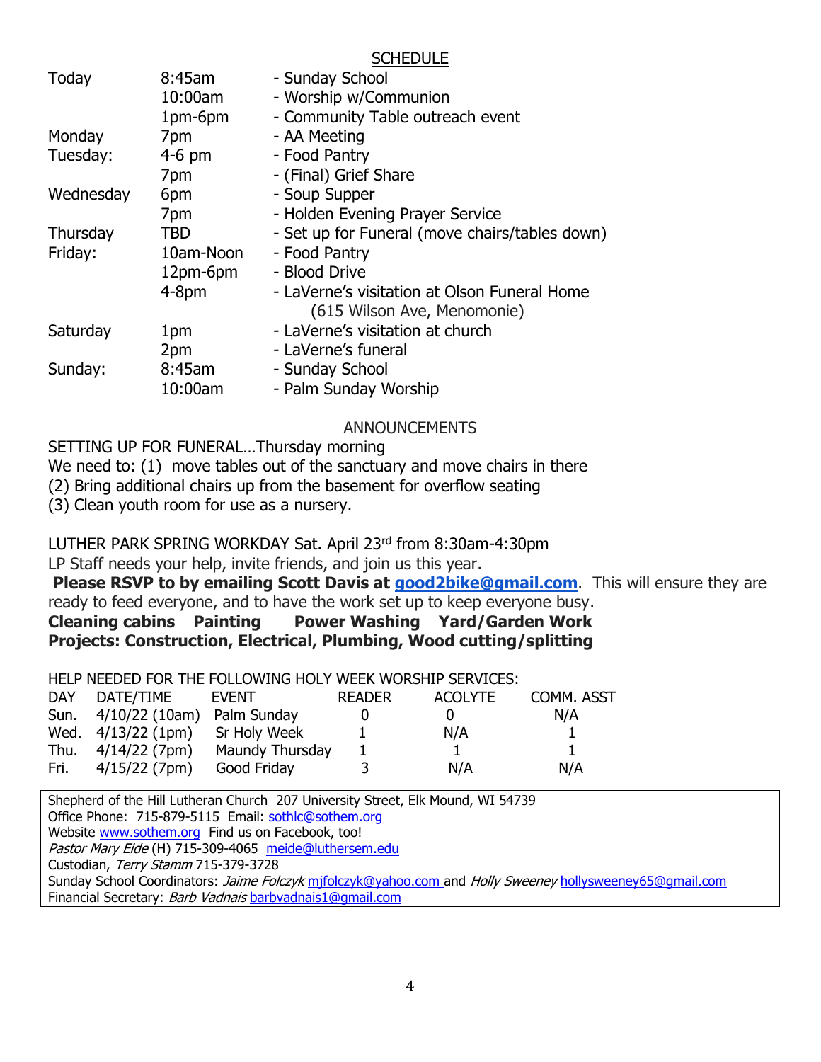## SCHEDULE

| | | |
|---|---|---|
| Today | 8:45am | - Sunday School |
| | 10:00am | - Worship w/Communion |
| | 1pm-6pm | - Community Table outreach event |
| Monday | 7pm | - AA Meeting |
| Tuesday: | 4-6 pm | - Food Pantry |
| | 7pm | - (Final) Grief Share |
| Wednesday | 6pm | - Soup Supper |
| | 7pm | - Holden Evening Prayer Service |
| Thursday | TBD | - Set up for Funeral (move chairs/tables down) |
| Friday: | 10am-Noon | - Food Pantry |
| | 12pm-6pm | - Blood Drive |
| | 4-8pm | - LaVerne's visitation at Olson Funeral Home (615 Wilson Ave, Menomonie) |
| Saturday | 1pm | - LaVerne's visitation at church |
| | 2pm | - LaVerne's funeral |
| Sunday: | 8:45am | - Sunday School |
| | 10:00am | - Palm Sunday Worship |

## ANNOUNCEMENTS

SETTING UP FOR FUNERAL…Thursday morning

We need to: (1) move tables out of the sanctuary and move chairs in there

(2) Bring additional chairs up from the basement for overflow seating

(3) Clean youth room for use as a nursery.

LUTHER PARK SPRING WORKDAY Sat. April 23rd from 8:30am-4:30pm

LP Staff needs your help, invite friends, and join us this year.

**Please RSVP to by emailing Scott Davis at good2bike@gmail.com**. This will ensure they are ready to feed everyone, and to have the work set up to keep everyone busy.

**Cleaning cabins Painting Power Washing Yard/Garden Work**

**Projects: Construction, Electrical, Plumbing, Wood cutting/splitting**

HELP NEEDED FOR THE FOLLOWING HOLY WEEK WORSHIP SERVICES:

| DAY | DATE/TIME | EVENT | READER | ACOLYTE | COMM. ASST |
|---|---|---|---|---|---|
| Sun. | 4/10/22 (10am) | Palm Sunday | 0 | 0 | N/A |
| Wed. | 4/13/22 (1pm) | Sr Holy Week | 1 | N/A | 1 |
| Thu. | 4/14/22 (7pm) | Maundy Thursday | 1 | 1 | 1 |
| Fri. | 4/15/22 (7pm) | Good Friday | 3 | N/A | N/A |

Shepherd of the Hill Lutheran Church 207 University Street, Elk Mound, WI 54739
Office Phone: 715-879-5115 Email: sothlc@sothem.org
Website www.sothem.org Find us on Facebook, too!
*Pastor Mary Eide* (H) 715-309-4065 meide@luthersem.edu
Custodian, *Terry Stamm* 715-379-3728
Sunday School Coordinators: *Jaime Folczyk* mjfolczyk@yahoo.com and *Holly Sweeney* hollysweeney65@gmail.com
Financial Secretary: *Barb Vadnais* barbvadnais1@gmail.com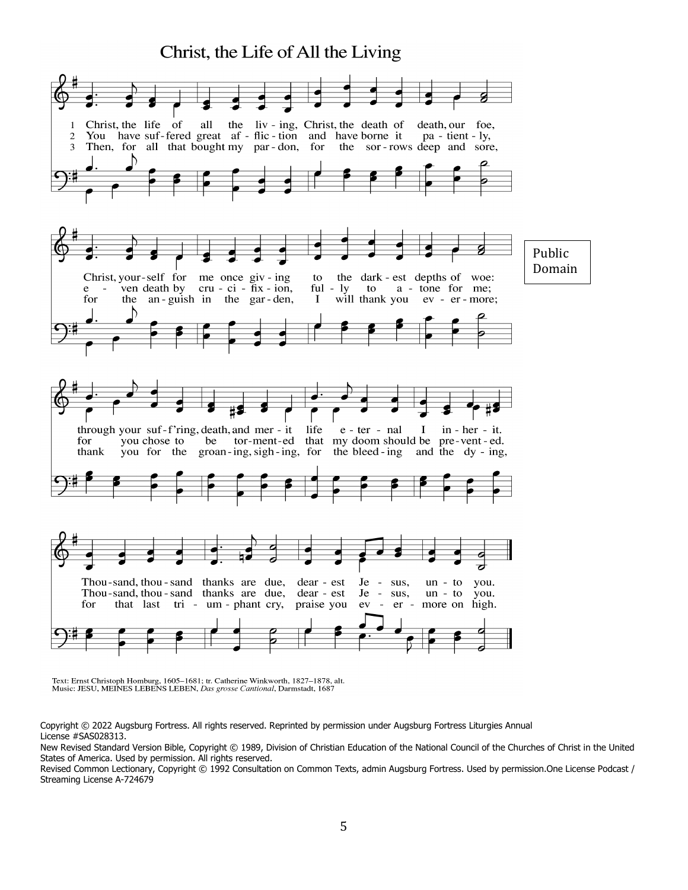# Christ, the Life of All the Living

1 Christ, the life of all the liv-ing, Christ, the death of death, our foe,
Christ, your-self for me once giv-ing to the dark-est depths of woe:
through your suf-f'ring, death, and mer-it life e-ter-nal I in-her-it.
Thou-sand, thou-sand thanks are due, dear-est Je-sus, un-to you.

2 You have suf-fered great af-flic-tion and have borne it pa-tient-ly,
e-ven death by cru-ci-fix-ion, ful-ly to a-tone for me;
for you chose to be tor-ment-ed that my doom should be pre-vent-ed.
Thou-sand, thou-sand thanks are due, dear-est Je-sus, un-to you.

3 Then, for all that bought my par-don, for the sor-rows deep and sore,
for the an-guish in the gar-den, I will thank you ev-er-more;
thank you for the groan-ing, sigh-ing, for the bleed-ing and the dy-ing,
for that last tri-um-phant cry, praise you ev-er-more on high.

Public Domain

Text: Ernst Christoph Homburg, 1605–1681; tr. Catherine Winkworth, 1827–1878, alt.
Music: JESU, MEINES LEBENS LEBEN, *Das grosse Cantional*, Darmstadt, 1687

Copyright © 2022 Augsburg Fortress. All rights reserved. Reprinted by permission under Augsburg Fortress Liturgies Annual License #SAS028313.
New Revised Standard Version Bible, Copyright © 1989, Division of Christian Education of the National Council of the Churches of Christ in the United States of America. Used by permission. All rights reserved.
Revised Common Lectionary, Copyright © 1992 Consultation on Common Texts, admin Augsburg Fortress. Used by permission.One License Podcast / Streaming License A-724679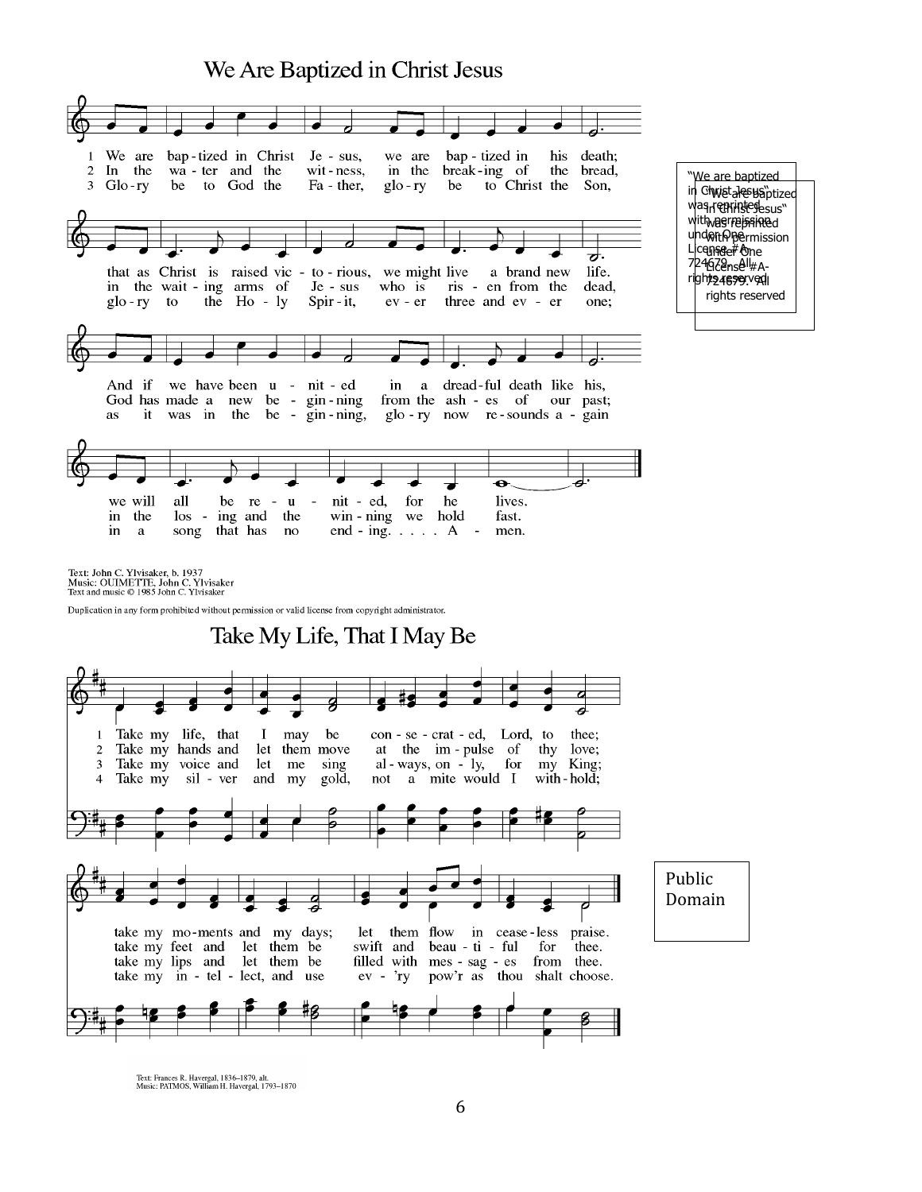# We Are Baptized in Christ Jesus

1 We are baptized in Christ Jesus, we are baptized in his death;
that as Christ is raised victorious, we might live a brand new life.
And if we have been united in a dreadful death like his,
we will all be reunited, for he lives.

2 In the water and the witness, in the breaking of the bread,
in the waiting arms of Jesus who is risen from the dead,
God has made a new beginning from the ashes of our past;
in the losing and the winning we hold fast.

3 Glory be to God the Father, glory be to Christ the Son,
glory to the Holy Spirit, ever three and ever one;
as it was in the beginning, glory now resounds again
in a song that has no ending. . . . . Amen.

"We are baptized in Christ Jesus" was reprinted with permission under One License #A-724679. All rights reserved

Text: John C. Ylvisaker, b. 1937
Music: OUIMETTE, John C. Ylvisaker
Text and music © 1985 John C. Ylvisaker

Duplication in any form prohibited without permission or valid license from copyright administrator.

# Take My Life, That I May Be

1 Take my life, that I may be consecrated, Lord, to thee;
take my moments and my days; let them flow in ceaseless praise.

2 Take my hands and let them move at the impulse of thy love;
take my feet and let them be swift and beautiful for thee.

3 Take my voice and let me sing always, only, for my King;
take my lips and let them be filled with messages from thee.

4 Take my silver and my gold, not a mite would I withhold;
take my intellect, and use ev'ry pow'r as thou shalt choose.

Public Domain

Text: Frances R. Havergal, 1836–1879, alt.
Music: PATMOS, William H. Havergal, 1793–1870